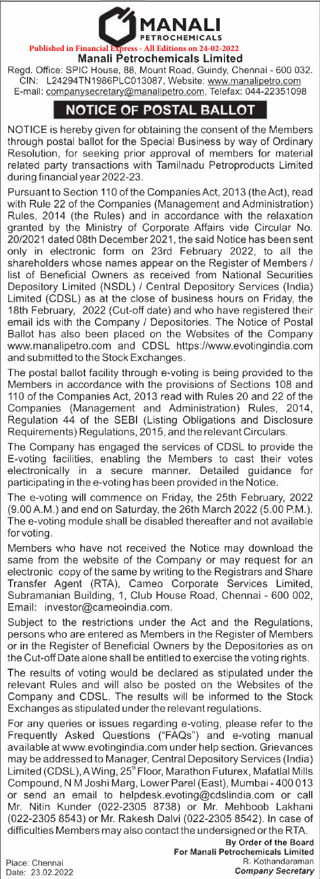**MANALI**
PETROCHEMICALS

Published in Financial Express - All Editions on 24-02-2022

**Manali Petrochemicals Limited**

Regd. Office: SPIC House, 88, Mount Road, Guindy, Chennai - 600 032.
CIN: L24294TN1986PLC013087, Website: www.manalipetro.com
E-mail: companysecretary@manalipetro.com, Telefax: 044-22351098

# NOTICE OF POSTAL BALLOT

NOTICE is hereby given for obtaining the consent of the Members through postal ballot for the Special Business by way of Ordinary Resolution, for seeking prior approval of members for material related party transactions with Tamilnadu Petroproducts Limited during financial year 2022-23.

Pursuant to Section 110 of the Companies Act, 2013 (the Act), read with Rule 22 of the Companies (Management and Administration) Rules, 2014 (the Rules) and in accordance with the relaxation granted by the Ministry of Corporate Affairs vide Circular No. 20/2021 dated 08th December 2021, the said Notice has been sent only in electronic form on 23rd February 2022, to all the shareholders whose names appear on the Register of Members / list of Beneficial Owners as received from National Securities Depository Limited (NSDL) / Central Depository Services (India) Limited (CDSL) as at the close of business hours on Friday, the 18th February, 2022 (Cut-off date) and who have registered their email ids with the Company / Depositories. The Notice of Postal Ballot has also been placed on the Websites of the Company www.manalipetro.com and CDSL https://www.evotingindia.com and submitted to the Stock Exchanges.

The postal ballot facility through e-voting is being provided to the Members in accordance with the provisions of Sections 108 and 110 of the Companies Act, 2013 read with Rules 20 and 22 of the Companies (Management and Administration) Rules, 2014, Regulation 44 of the SEBI (Listing Obligations and Disclosure Requirements) Regulations, 2015, and the relevant Circulars.

The Company has engaged the services of CDSL to provide the E-voting facilities, enabling the Members to cast their votes electronically in a secure manner. Detailed guidance for participating in the e-voting has been provided in the Notice.

The e-voting will commence on Friday, the 25th February, 2022 (9.00 A.M.) and end on Saturday, the 26th March 2022 (5.00 P.M.). The e-voting module shall be disabled thereafter and not available for voting.

Members who have not received the Notice may download the same from the website of the Company or may request for an electronic copy of the same by writing to the Registrars and Share Transfer Agent (RTA), Cameo Corporate Services Limited, Subramanian Building, 1, Club House Road, Chennai - 600 002, Email: investor@cameoindia.com.

Subject to the restrictions under the Act and the Regulations, persons who are entered as Members in the Register of Members or in the Register of Beneficial Owners by the Depositories as on the Cut-off Date alone shall be entitled to exercise the voting rights.

The results of voting would be declared as stipulated under the relevant Rules and will also be posted on the Websites of the Company and CDSL. The results will be informed to the Stock Exchanges as stipulated under the relevant regulations.

For any queries or issues regarding e-voting, please refer to the Frequently Asked Questions ("FAQs") and e-voting manual available at www.evotingindia.com under help section. Grievances may be addressed to Manager, Central Depository Services (India) Limited (CDSL), A Wing, 25th Floor, Marathon Futurex, Mafatlal Mills Compound, N M Joshi Marg, Lower Parel (East), Mumbai - 400 013 or send an email to helpdesk.evoting@cdslindia.com or call Mr. Nitin Kunder (022-2305 8738) or Mr. Mehboob Lakhani (022-2305 8543) or Mr. Rakesh Dalvi (022-2305 8542). In case of difficulties Members may also contact the undersigned or the RTA.

**By Order of the Board**
**For Manali Petrochemicals Limited**
R. Kothandaraman
*Company Secretary*

Place: Chennai
Date: 23.02.2022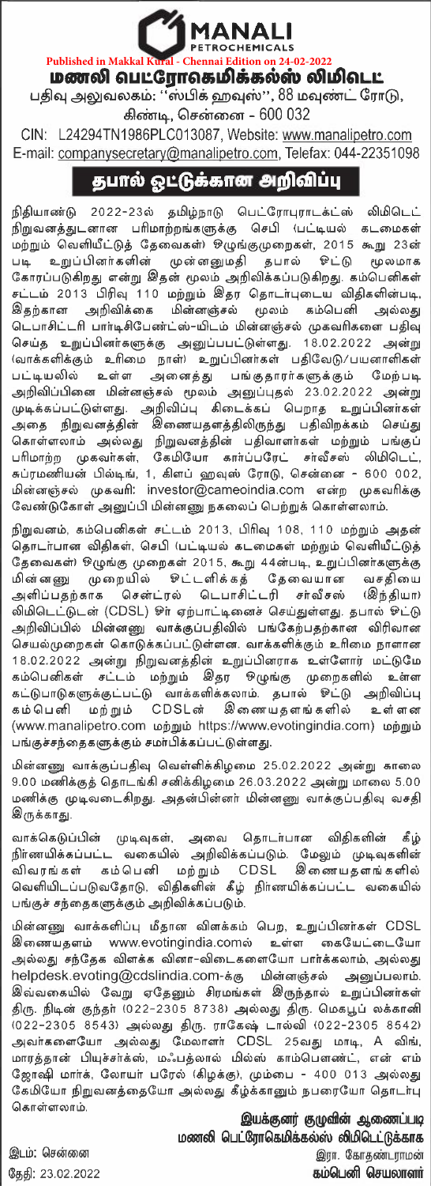**MANALI PETROCHEMICALS**

**Published in Makkal Kural - Chennai Edition on 24-02-2022**

# மணலி பெட்ரோகெமிக்கல்ஸ் லிமிடெட்

பதிவு அலுவலகம்: "ஸ்பிக் ஹவுஸ்", 88 மவுண்ட் ரோடு, கிண்டி, சென்னை - 600 032

CIN: L24294TN1986PLC013087, Website: www.manalipetro.com

E-mail: companysecretary@manalipetro.com, Telefax: 044-22351098

## தபால் ஓட்டுக்கான அறிவிப்பு

நிதியாண்டு 2022-23ல் தமிழ்நாடு பெட்ரோபுராடக்ட்ஸ் லிமிடெட் நிறுவனத்துடனான பரிமாற்றங்களுக்கு செபி (பட்டியல் கடமைகள் மற்றும் வெளியீட்டுத் தேவைகள்) ஒழுங்குமுறைகள், 2015 கூறு 23ன் படி உறுப்பினர்களின் முன்னனுமதி தபால் ஓட்டு மூலமாக கோரப்படுகிறது என்று இதன் மூலம் அறிவிக்கப்படுகிறது. கம்பெனிகள் சட்டம் 2013 பிரிவு 110 மற்றும் இதர தொடர்புடைய விதிகளின்படி, இதற்கான அறிவிக்கை மின்னஞ்சல் மூலம் கம்பெனி அல்லது டெபாசிட்டரி பார்டிசிபேண்ட்ஸ்-யிடம் மின்னஞ்சல் முகவரிகளை பதிவு செய்த உறுப்பினர்களுக்கு அனுப்பப்பட்டுள்ளது. 18.02.2022 அன்று (வாக்களிக்கும் உரிமை நாள்) உறுப்பினர்கள் பதிவேடு/பயனாளிகள் பட்டியலில் உள்ள அனைத்து பங்குதாரர்களுக்கும் மேற்படி அறிவிப்பினை மின்னஞ்சல் மூலம் அனுப்புதல் 23.02.2022 அன்று முடிக்கப்பட்டுள்ளது. அறிவிப்பு கிடைக்கப் பெறாத உறுப்பினர்கள் அதை நிறுவனத்தின் இணையதளத்திலிருந்து பதிவிறக்கம் செய்து கொள்ளலாம் அல்லது நிறுவனத்தின் பதிவாளர்கள் மற்றும் பங்குப் பரிமாற்ற முகவர்கள், கேமியோ கார்ப்பரேட் சர்வீசஸ் லிமிடெட், சுப்ரமணியன் பில்டிங், 1, கிளப் ஹவுஸ் ரோடு, சென்னை - 600 002, மின்னஞ்சல் முகவரி: investor@cameoindia.com என்ற முகவரிக்கு வேண்டுகோள் அனுப்பி மின்னணு நகலைப் பெற்றுக் கொள்ளலாம்.

நிறுவனம், கம்பெனிகள் சட்டம் 2013, பிரிவு 108, 110 மற்றும் அதன் தொடர்பான விதிகள், செபி (பட்டியல் கடமைகள் மற்றும் வெளியீட்டுத் தேவைகள்) ஒழுங்கு முறைகள் 2015, கூறு 44ன்படி, உறுப்பினர்களுக்கு மின்னணு முறையில் ஓட்டளிக்கத் தேவையான வசதியை அளிப்பதற்காக சென்ட்ரல் டெபாசிட்டரி சர்வீசஸ் (இந்தியா) லிமிடெட்டுடன் (CDSL) ஓர் ஏற்பாட்டினைச் செய்துள்ளது. தபால் ஓட்டு அறிவிப்பில் மின்னணு வாக்குப்பதிவில் பங்கேற்பதற்கான விரிவான செயல்முறைகள் கொடுக்கப்பட்டுள்ளன. வாக்களிக்கும் உரிமை நாளான 18.02.2022 அன்று நிறுவனத்தின் உறுப்பினராக உள்ளோர் மட்டுமே கம்பெனிகள் சட்டம் மற்றும் இதர ஒழுங்கு முறைகளில் உள்ள கட்டுப்பாடுகளுக்குட்பட்டு வாக்களிக்கலாம். தபால் ஓட்டு அறிவிப்பு கம்பெனி மற்றும் CDSLன் இணையதளங்களில் உள்ளன (www.manalipetro.com மற்றும் https://www.evotingindia.com) மற்றும் பங்குச்சந்தைகளுக்கும் சமர்ப்பிக்கப்பட்டுள்ளது.

மின்னணு வாக்குப்பதிவு வெள்ளிக்கிழமை 25.02.2022 அன்று காலை 9.00 மணிக்குத் தொடங்கி சனிக்கிழமை 26.03.2022 அன்று மாலை 5.00 மணிக்கு முடிவடைகிறது. அதன்பின்னர் மின்னணு வாக்குப்பதிவு வசதி இருக்காது.

வாக்கெடுப்பின் முடிவுகள், அவை தொடர்பான விதிகளின் கீழ் நிர்ணயிக்கப்பட்ட வகையில் அறிவிக்கப்படும். மேலும் முடிவுகளின் விவரங்கள் கம்பெனி மற்றும் CDSL இணையதளங்களில் வெளியிடப்படுவதோடு, விதிகளின் கீழ் நிர்ணயிக்கப்பட்ட வகையில் பங்குச் சந்தைகளுக்கும் அறிவிக்கப்படும்.

மின்னணு வாக்களிப்பு மீதான விளக்கம் பெற, உறுப்பினர்கள் CDSL இணையதளம் www.evotingindia.comல் உள்ள கையேட்டையோ அல்லது சந்தேக விளக்க வினா-விடைகளையோ பார்க்கலாம், அல்லது helpdesk.evoting@cdslindia.com-க்கு மின்னஞ்சல் அனுப்பலாம். இவ்வகையில் வேறு ஏதேனும் சிரமங்கள் இருந்தால் உறுப்பினர்கள் திரு. நிடின் குந்தர் (022-2305 8738) அல்லது திரு. மெஹ்பூப் லக்கானி (022-2305 8543) அல்லது திரு. ராகேஷ் டால்வி (022-2305 8542) அவர்களையோ அல்லது மேலாளர் CDSL 25வது மாடி, A விங், மாரத்தான் பியூச்சர்க்ஸ், மஃபத்லால் மில்ஸ் காம்பௌண்ட், என் எம் ஜோஷி மார்க், லோயர் பரேல் (கிழக்கு), மும்பை - 400 013 அல்லது கேமியோ நிறுவனத்தையோ அல்லது கீழ்க்காணும் நபரையோ தொடர்பு கொள்ளலாம்.

**இயக்குனர் குழுவின் ஆணைப்படி**
**மணலி பெட்ரோகெமிக்கல்ஸ் லிமிடெட்டுக்காக**
இரா. கோதண்டராமன்
**கம்பெனி செயலாளர்**

இடம்: சென்னை
தேதி: 23.02.2022